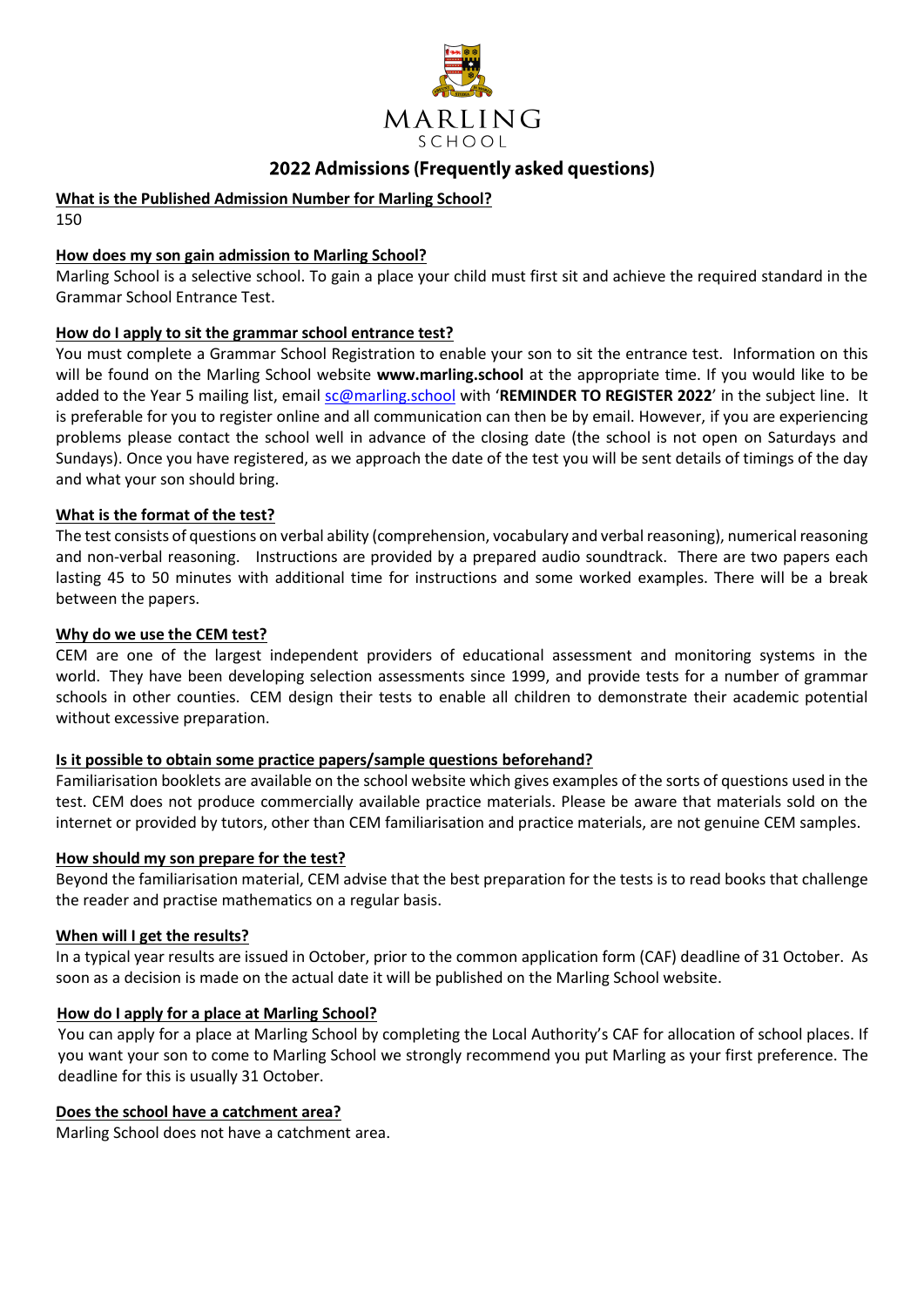MARLING
SCHOOL

# 2022 Admissions (Frequently asked questions)

**What is the Published Admission Number for Marling School?**

150

**How does my son gain admission to Marling School?**

Marling School is a selective school. To gain a place your child must first sit and achieve the required standard in the Grammar School Entrance Test.

**How do I apply to sit the grammar school entrance test?**

You must complete a Grammar School Registration to enable your son to sit the entrance test. Information on this will be found on the Marling School website **www.marling.school** at the appropriate time. If you would like to be added to the Year 5 mailing list, email sc@marling.school with '**REMINDER TO REGISTER 2022**' in the subject line. It is preferable for you to register online and all communication can then be by email. However, if you are experiencing problems please contact the school well in advance of the closing date (the school is not open on Saturdays and Sundays). Once you have registered, as we approach the date of the test you will be sent details of timings of the day and what your son should bring.

**What is the format of the test?**

The test consists of questions on verbal ability (comprehension, vocabulary and verbal reasoning), numerical reasoning and non-verbal reasoning. Instructions are provided by a prepared audio soundtrack. There are two papers each lasting 45 to 50 minutes with additional time for instructions and some worked examples. There will be a break between the papers.

**Why do we use the CEM test?**

CEM are one of the largest independent providers of educational assessment and monitoring systems in the world. They have been developing selection assessments since 1999, and provide tests for a number of grammar schools in other counties. CEM design their tests to enable all children to demonstrate their academic potential without excessive preparation.

**Is it possible to obtain some practice papers/sample questions beforehand?**

Familiarisation booklets are available on the school website which gives examples of the sorts of questions used in the test. CEM does not produce commercially available practice materials. Please be aware that materials sold on the internet or provided by tutors, other than CEM familiarisation and practice materials, are not genuine CEM samples.

**How should my son prepare for the test?**

Beyond the familiarisation material, CEM advise that the best preparation for the tests is to read books that challenge the reader and practise mathematics on a regular basis.

**When will I get the results?**

In a typical year results are issued in October, prior to the common application form (CAF) deadline of 31 October. As soon as a decision is made on the actual date it will be published on the Marling School website.

**How do I apply for a place at Marling School?**

You can apply for a place at Marling School by completing the Local Authority's CAF for allocation of school places. If you want your son to come to Marling School we strongly recommend you put Marling as your first preference. The deadline for this is usually 31 October.

**Does the school have a catchment area?**

Marling School does not have a catchment area.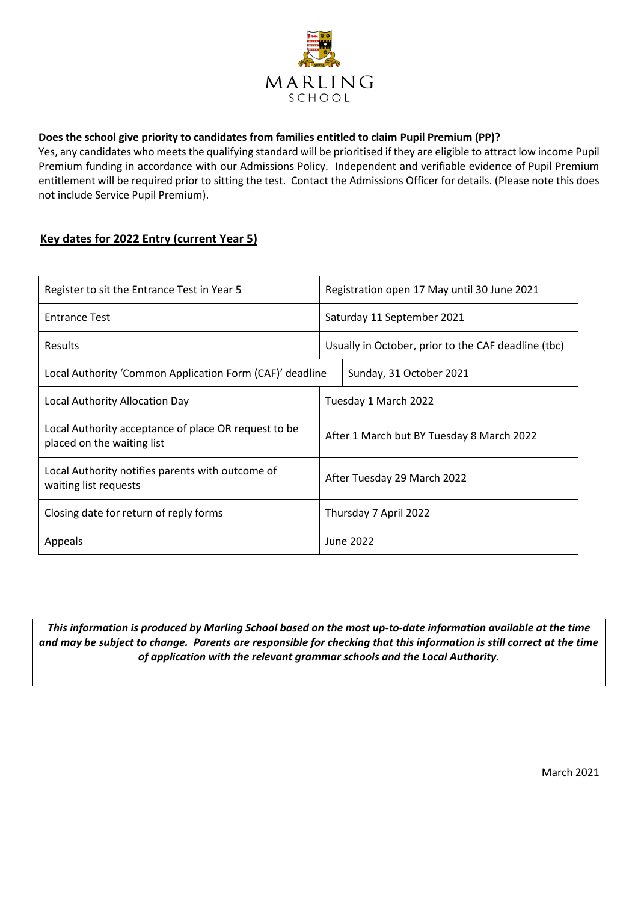MARLING
SCHOOL

**Does the school give priority to candidates from families entitled to claim Pupil Premium (PP)?**

Yes, any candidates who meets the qualifying standard will be prioritised if they are eligible to attract low income Pupil Premium funding in accordance with our Admissions Policy. Independent and verifiable evidence of Pupil Premium entitlement will be required prior to sitting the test. Contact the Admissions Officer for details. (Please note this does not include Service Pupil Premium).

## Key dates for 2022 Entry (current Year 5)

| | |
|---|---|
| Register to sit the Entrance Test in Year 5 | Registration open 17 May until 30 June 2021 |
| Entrance Test | Saturday 11 September 2021 |
| Results | Usually in October, prior to the CAF deadline (tbc) |
| Local Authority 'Common Application Form (CAF)' deadline | Sunday, 31 October 2021 |
| Local Authority Allocation Day | Tuesday 1 March 2022 |
| Local Authority acceptance of place OR request to be placed on the waiting list | After 1 March but BY Tuesday 8 March 2022 |
| Local Authority notifies parents with outcome of waiting list requests | After Tuesday 29 March 2022 |
| Closing date for return of reply forms | Thursday 7 April 2022 |
| Appeals | June 2022 |

***This information is produced by Marling School based on the most up-to-date information available at the time and may be subject to change. Parents are responsible for checking that this information is still correct at the time of application with the relevant grammar schools and the Local Authority.***

March 2021